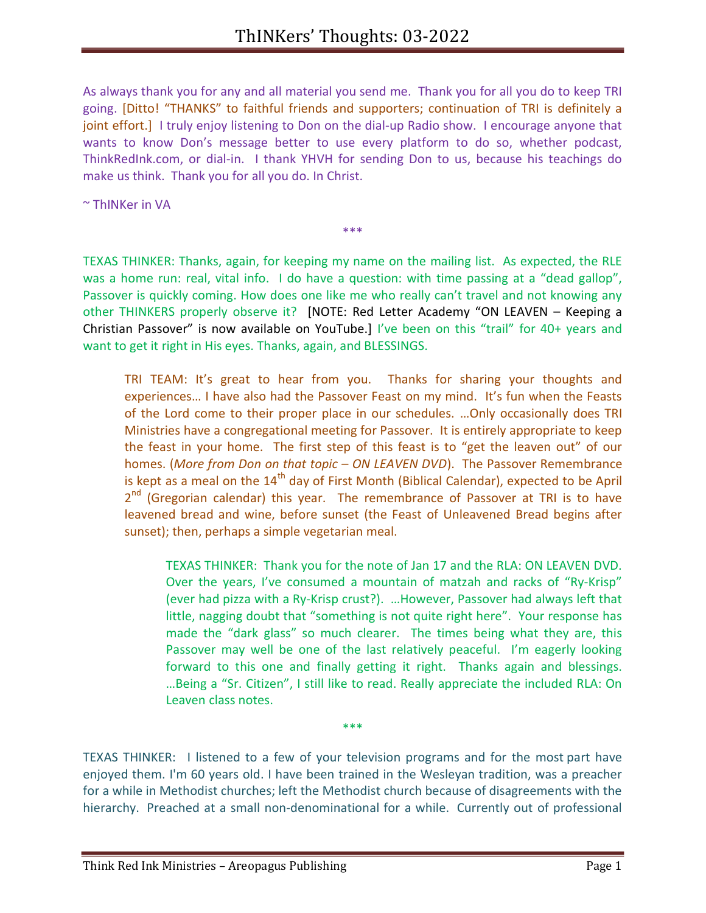As always thank you for any and all material you send me. Thank you for all you do to keep TRI going. [Ditto! "THANKS" to faithful friends and supporters; continuation of TRI is definitely a joint effort.] I truly enjoy listening to Don on the dial-up Radio show. I encourage anyone that wants to know Don's message better to use every platform to do so, whether podcast, ThinkRedInk.com, or dial-in. I thank YHVH for sending Don to us, because his teachings do make us think. Thank you for all you do. In Christ.

~ ThINKer in VA

\*\*\*

TEXAS THINKER: Thanks, again, for keeping my name on the mailing list. As expected, the RLE was a home run: real, vital info. I do have a question: with time passing at a "dead gallop", Passover is quickly coming. How does one like me who really can't travel and not knowing any other THINKERS properly observe it? [NOTE: Red Letter Academy "ON LEAVEN – Keeping a Christian Passover" is now available on YouTube.] I've been on this "trail" for 40+ years and want to get it right in His eyes. Thanks, again, and BLESSINGS.

> TRI TEAM: It's great to hear from you. Thanks for sharing your thoughts and experiences… I have also had the Passover Feast on my mind. It's fun when the Feasts of the Lord come to their proper place in our schedules. …Only occasionally does TRI Ministries have a congregational meeting for Passover. It is entirely appropriate to keep the feast in your home. The first step of this feast is to "get the leaven out" of our homes. (*More from Don on that topic – ON LEAVEN DVD*). The Passover Remembrance is kept as a meal on the 14th day of First Month (Biblical Calendar), expected to be April 2nd (Gregorian calendar) this year. The remembrance of Passover at TRI is to have leavened bread and wine, before sunset (the Feast of Unleavened Bread begins after sunset); then, perhaps a simple vegetarian meal.
>
>> TEXAS THINKER: Thank you for the note of Jan 17 and the RLA: ON LEAVEN DVD. Over the years, I've consumed a mountain of matzah and racks of "Ry-Krisp" (ever had pizza with a Ry-Krisp crust?). …However, Passover had always left that little, nagging doubt that "something is not quite right here". Your response has made the "dark glass" so much clearer. The times being what they are, this Passover may well be one of the last relatively peaceful. I'm eagerly looking forward to this one and finally getting it right. Thanks again and blessings. …Being a "Sr. Citizen", I still like to read. Really appreciate the included RLA: On Leaven class notes.

\*\*\*

TEXAS THINKER: I listened to a few of your television programs and for the most part have enjoyed them. I'm 60 years old. I have been trained in the Wesleyan tradition, was a preacher for a while in Methodist churches; left the Methodist church because of disagreements with the hierarchy. Preached at a small non-denominational for a while. Currently out of professional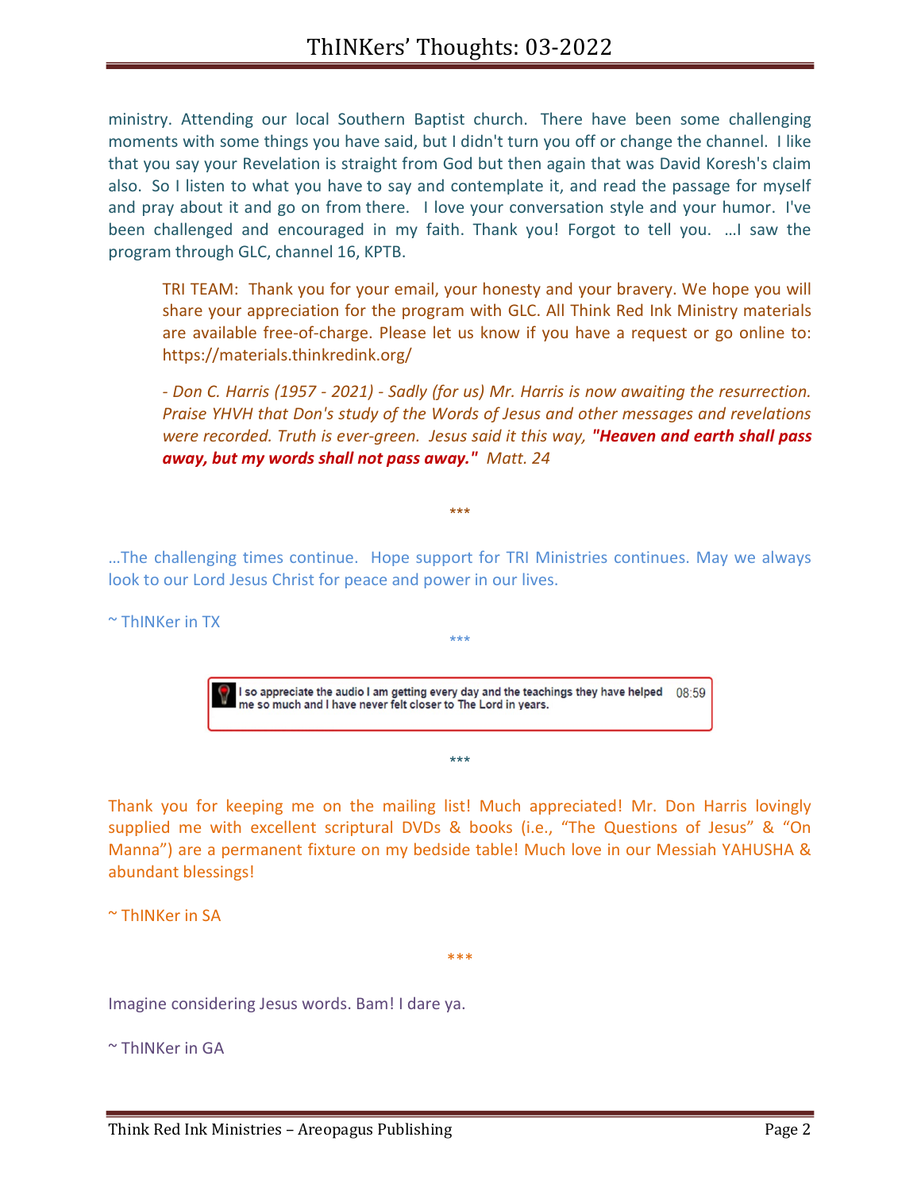ministry. Attending our local Southern Baptist church. There have been some challenging moments with some things you have said, but I didn't turn you off or change the channel. I like that you say your Revelation is straight from God but then again that was David Koresh's claim also. So I listen to what you have to say and contemplate it, and read the passage for myself and pray about it and go on from there. I love your conversation style and your humor. I've been challenged and encouraged in my faith. Thank you! Forgot to tell you. …I saw the program through GLC, channel 16, KPTB.

> TRI TEAM: Thank you for your email, your honesty and your bravery. We hope you will share your appreciation for the program with GLC. All Think Red Ink Ministry materials are available free-of-charge. Please let us know if you have a request or go online to: https://materials.thinkredink.org/
>
> *- Don C. Harris (1957 - 2021) - Sadly (for us) Mr. Harris is now awaiting the resurrection. Praise YHVH that Don's study of the Words of Jesus and other messages and revelations were recorded. Truth is ever-green. Jesus said it this way,* ***"Heaven and earth shall pass away, but my words shall not pass away."*** *Matt. 24*

\*\*\*

…The challenging times continue. Hope support for TRI Ministries continues. May we always look to our Lord Jesus Christ for peace and power in our lives.

~ ThINKer in TX

\*\*\*

I so appreciate the audio I am getting every day and the teachings they have helped me so much and I have never felt closer to The Lord in years. 08:59

\*\*\*

Thank you for keeping me on the mailing list! Much appreciated! Mr. Don Harris lovingly supplied me with excellent scriptural DVDs & books (i.e., "The Questions of Jesus" & "On Manna") are a permanent fixture on my bedside table! Much love in our Messiah YAHUSHA & abundant blessings!

~ ThINKer in SA

\*\*\*

Imagine considering Jesus words. Bam! I dare ya.

~ ThINKer in GA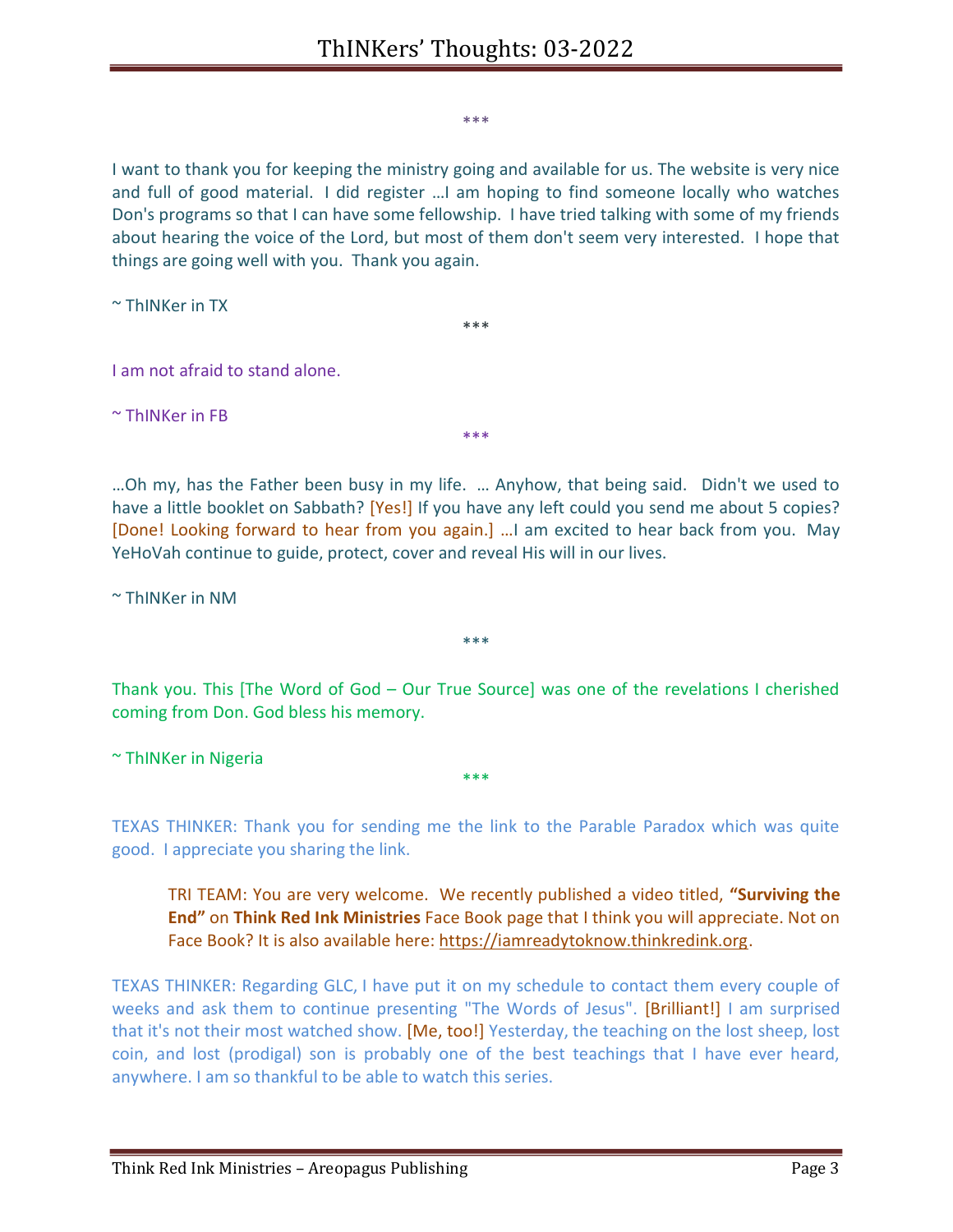\*\*\*

I want to thank you for keeping the ministry going and available for us. The website is very nice and full of good material. I did register …I am hoping to find someone locally who watches Don's programs so that I can have some fellowship. I have tried talking with some of my friends about hearing the voice of the Lord, but most of them don't seem very interested. I hope that things are going well with you. Thank you again.

~ ThINKer in TX

\*\*\*

I am not afraid to stand alone.

~ ThINKer in FB

\*\*\*

…Oh my, has the Father been busy in my life. … Anyhow, that being said. Didn't we used to have a little booklet on Sabbath? [Yes!] If you have any left could you send me about 5 copies? [Done! Looking forward to hear from you again.] …I am excited to hear back from you. May YeHoVah continue to guide, protect, cover and reveal His will in our lives.

~ ThINKer in NM

\*\*\*

Thank you. This [The Word of God – Our True Source] was one of the revelations I cherished coming from Don. God bless his memory.

~ ThINKer in Nigeria

\*\*\*

TEXAS THINKER: Thank you for sending me the link to the Parable Paradox which was quite good. I appreciate you sharing the link.

> TRI TEAM: You are very welcome. We recently published a video titled, **"Surviving the End"** on **Think Red Ink Ministries** Face Book page that I think you will appreciate. Not on Face Book? It is also available here: https://iamreadytoknow.thinkredink.org.

TEXAS THINKER: Regarding GLC, I have put it on my schedule to contact them every couple of weeks and ask them to continue presenting "The Words of Jesus". [Brilliant!] I am surprised that it's not their most watched show. [Me, too!] Yesterday, the teaching on the lost sheep, lost coin, and lost (prodigal) son is probably one of the best teachings that I have ever heard, anywhere. I am so thankful to be able to watch this series.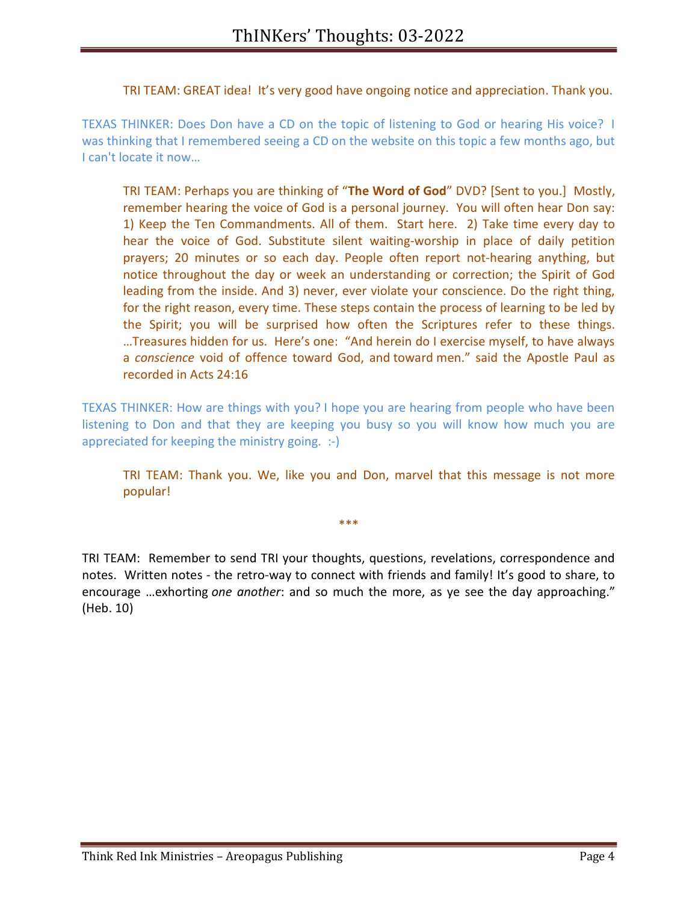TRI TEAM: GREAT idea! It's very good have ongoing notice and appreciation. Thank you.

TEXAS THINKER: Does Don have a CD on the topic of listening to God or hearing His voice? I was thinking that I remembered seeing a CD on the website on this topic a few months ago, but I can't locate it now…

TRI TEAM: Perhaps you are thinking of "**The Word of God**" DVD? [Sent to you.] Mostly, remember hearing the voice of God is a personal journey. You will often hear Don say: 1) Keep the Ten Commandments. All of them. Start here. 2) Take time every day to hear the voice of God. Substitute silent waiting-worship in place of daily petition prayers; 20 minutes or so each day. People often report not-hearing anything, but notice throughout the day or week an understanding or correction; the Spirit of God leading from the inside. And 3) never, ever violate your conscience. Do the right thing, for the right reason, every time. These steps contain the process of learning to be led by the Spirit; you will be surprised how often the Scriptures refer to these things. …Treasures hidden for us. Here's one: "And herein do I exercise myself, to have always a *conscience* void of offence toward God, and toward men." said the Apostle Paul as recorded in Acts 24:16

TEXAS THINKER: How are things with you? I hope you are hearing from people who have been listening to Don and that they are keeping you busy so you will know how much you are appreciated for keeping the ministry going. :-)

TRI TEAM: Thank you. We, like you and Don, marvel that this message is not more popular!

***

TRI TEAM: Remember to send TRI your thoughts, questions, revelations, correspondence and notes. Written notes - the retro-way to connect with friends and family! It's good to share, to encourage …exhorting *one another*: and so much the more, as ye see the day approaching." (Heb. 10)